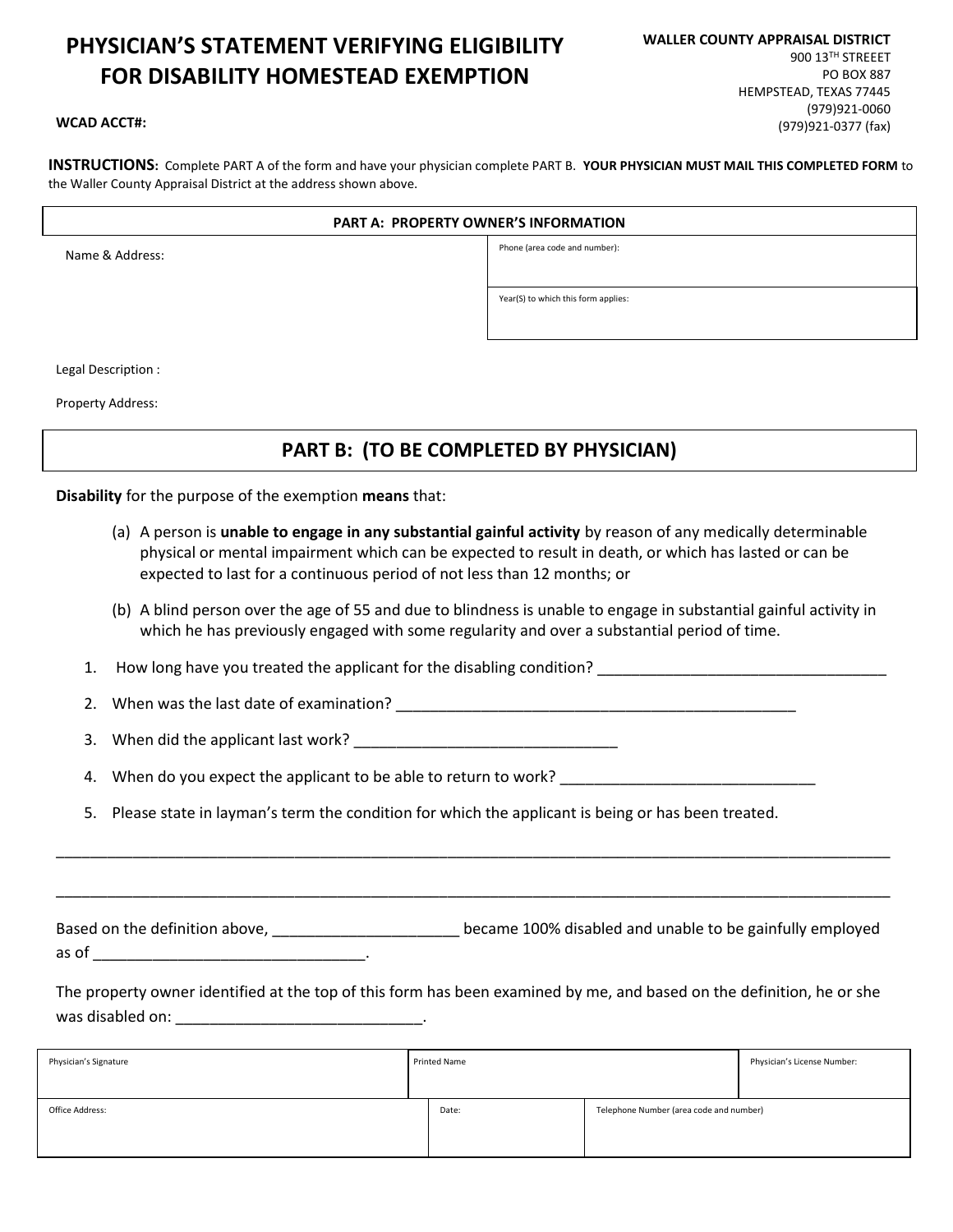# PHYSICIAN'S STATEMENT VERIFYING ELIGIBILITY FOR DISABILITY HOMESTEAD EXEMPTION

**WALLER COUNTY APPRAISAL DISTRICT**
900 13TH STREEET
PO BOX 887
HEMPSTEAD, TEXAS 77445
(979)921-0060
(979)921-0377 (fax)

**WCAD ACCT#:**

**INSTRUCTIONS:** Complete PART A of the form and have your physician complete PART B. **YOUR PHYSICIAN MUST MAIL THIS COMPLETED FORM** to the Waller County Appraisal District at the address shown above.

| PART A: PROPERTY OWNER'S INFORMATION | |
|---|---|
| Name & Address: | Phone (area code and number): |
| | Year(S) to which this form applies: |

Legal Description :

Property Address:

## PART B: (TO BE COMPLETED BY PHYSICIAN)

**Disability** for the purpose of the exemption **means** that:

(a) A person is **unable to engage in any substantial gainful activity** by reason of any medically determinable physical or mental impairment which can be expected to result in death, or which has lasted or can be expected to last for a continuous period of not less than 12 months; or

(b) A blind person over the age of 55 and due to blindness is unable to engage in substantial gainful activity in which he has previously engaged with some regularity and over a substantial period of time.

1. How long have you treated the applicant for the disabling condition? ___________________________________
2. When was the last date of examination? _________________________________________________
3. When did the applicant last work? _______________________________
4. When do you expect the applicant to be able to return to work? ______________________________
5. Please state in layman's term the condition for which the applicant is being or has been treated.

_____________________________________________________________________________________________

_____________________________________________________________________________________________

Based on the definition above, ______________________ became 100% disabled and unable to be gainfully employed as of ________________________________.

The property owner identified at the top of this form has been examined by me, and based on the definition, he or she was disabled on: ____________________________.

| Physician's Signature | Printed Name | | Physician's License Number: |
|---|---|---|---|
| Office Address: | Date: | Telephone Number (area code and number) | |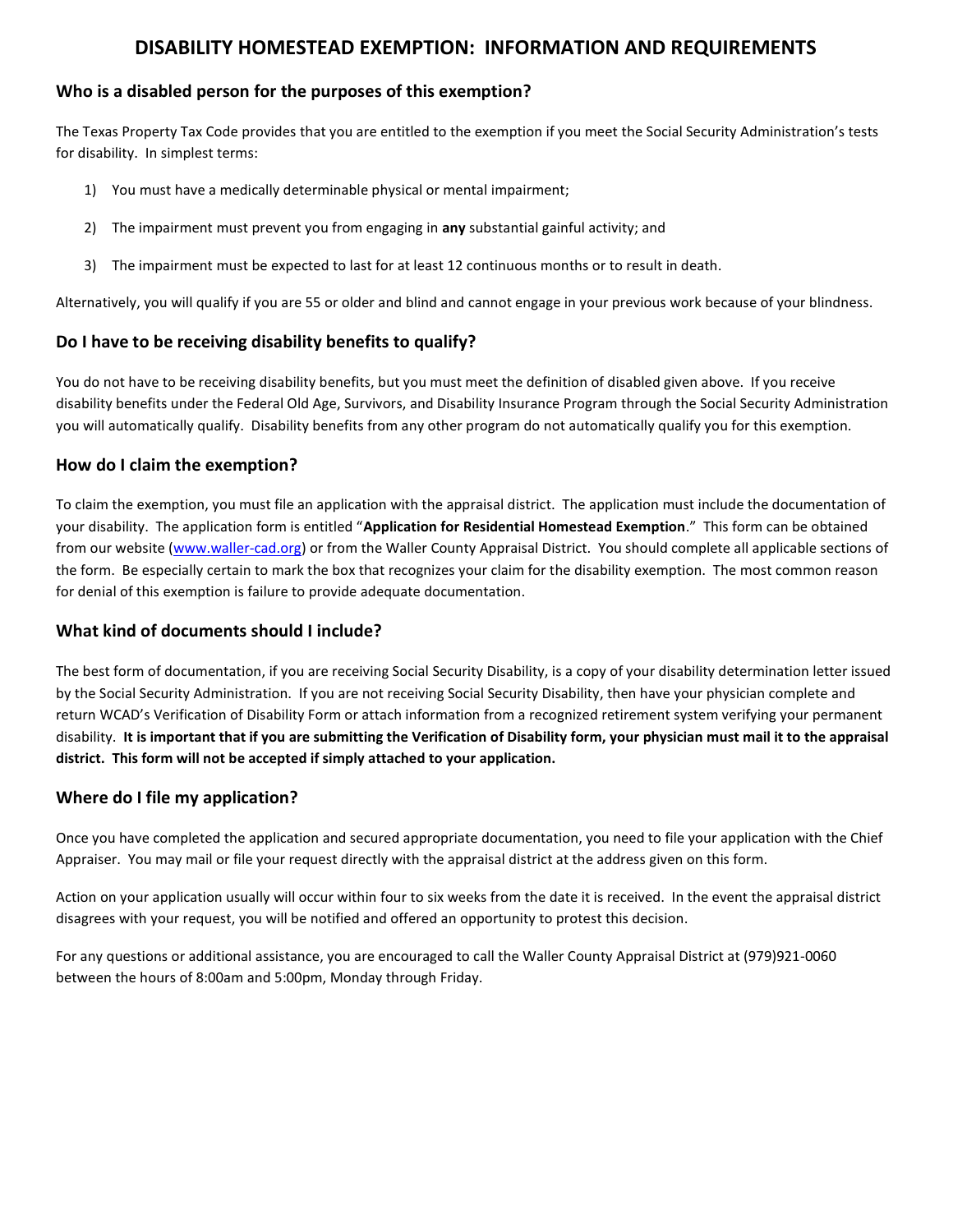# DISABILITY HOMESTEAD EXEMPTION: INFORMATION AND REQUIREMENTS

## Who is a disabled person for the purposes of this exemption?

The Texas Property Tax Code provides that you are entitled to the exemption if you meet the Social Security Administration's tests for disability. In simplest terms:

1) You must have a medically determinable physical or mental impairment;
2) The impairment must prevent you from engaging in **any** substantial gainful activity; and
3) The impairment must be expected to last for at least 12 continuous months or to result in death.

Alternatively, you will qualify if you are 55 or older and blind and cannot engage in your previous work because of your blindness.

## Do I have to be receiving disability benefits to qualify?

You do not have to be receiving disability benefits, but you must meet the definition of disabled given above. If you receive disability benefits under the Federal Old Age, Survivors, and Disability Insurance Program through the Social Security Administration you will automatically qualify. Disability benefits from any other program do not automatically qualify you for this exemption.

## How do I claim the exemption?

To claim the exemption, you must file an application with the appraisal district. The application must include the documentation of your disability. The application form is entitled "**Application for Residential Homestead Exemption**." This form can be obtained from our website ([www.waller-cad.org](http://www.waller-cad.org)) or from the Waller County Appraisal District. You should complete all applicable sections of the form. Be especially certain to mark the box that recognizes your claim for the disability exemption. The most common reason for denial of this exemption is failure to provide adequate documentation.

## What kind of documents should I include?

The best form of documentation, if you are receiving Social Security Disability, is a copy of your disability determination letter issued by the Social Security Administration. If you are not receiving Social Security Disability, then have your physician complete and return WCAD's Verification of Disability Form or attach information from a recognized retirement system verifying your permanent disability. **It is important that if you are submitting the Verification of Disability form, your physician must mail it to the appraisal district. This form will not be accepted if simply attached to your application.**

## Where do I file my application?

Once you have completed the application and secured appropriate documentation, you need to file your application with the Chief Appraiser. You may mail or file your request directly with the appraisal district at the address given on this form.

Action on your application usually will occur within four to six weeks from the date it is received. In the event the appraisal district disagrees with your request, you will be notified and offered an opportunity to protest this decision.

For any questions or additional assistance, you are encouraged to call the Waller County Appraisal District at (979)921-0060 between the hours of 8:00am and 5:00pm, Monday through Friday.